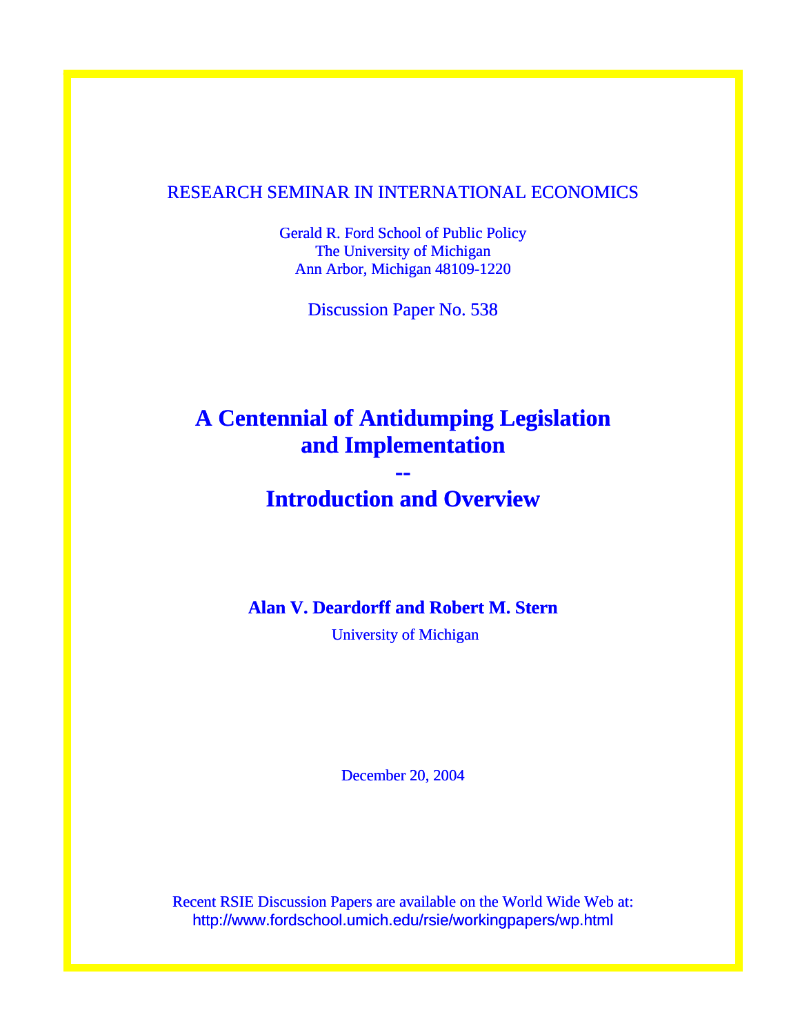RESEARCH SEMINAR IN INTERNATIONAL ECONOMICS

Gerald R. Ford School of Public Policy
The University of Michigan
Ann Arbor, Michigan 48109-1220

Discussion Paper No. 538

# A Centennial of Antidumping Legislation and Implementation -- Introduction and Overview

**Alan V. Deardorff and Robert M. Stern**

University of Michigan

December 20, 2004

Recent RSIE Discussion Papers are available on the World Wide Web at:
http://www.fordschool.umich.edu/rsie/workingpapers/wp.html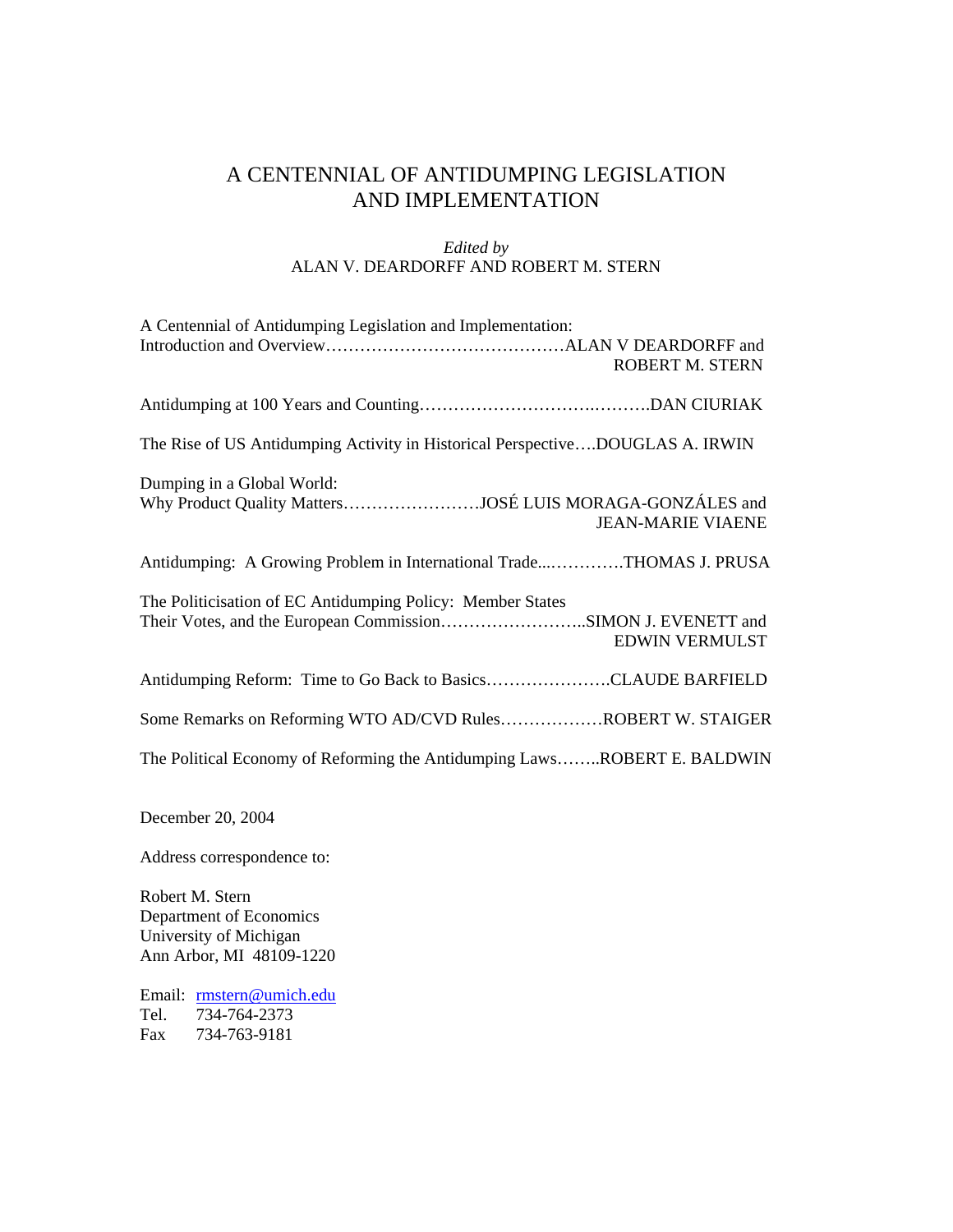# A CENTENNIAL OF ANTIDUMPING LEGISLATION AND IMPLEMENTATION

*Edited by*
ALAN V. DEARDORFF AND ROBERT M. STERN

A Centennial of Antidumping Legislation and Implementation:
Introduction and Overview……………………………………ALAN V DEARDORFF and ROBERT M. STERN

Antidumping at 100 Years and Counting……………………….……….DAN CIURIAK

The Rise of US Antidumping Activity in Historical Perspective….DOUGLAS A. IRWIN

Dumping in a Global World:
Why Product Quality Matters……………………JOSÉ LUIS MORAGA-GONZÁLES and JEAN-MARIE VIAENE

Antidumping: A Growing Problem in International Trade...………….THOMAS J. PRUSA

The Politicisation of EC Antidumping Policy: Member States
Their Votes, and the European Commission……………………..SIMON J. EVENETT and EDWIN VERMULST

Antidumping Reform: Time to Go Back to Basics………………….CLAUDE BARFIELD

Some Remarks on Reforming WTO AD/CVD Rules………………ROBERT W. STAIGER

The Political Economy of Reforming the Antidumping Laws……..ROBERT E. BALDWIN

December 20, 2004

Address correspondence to:

Robert M. Stern
Department of Economics
University of Michigan
Ann Arbor, MI 48109-1220

Email: rmstern@umich.edu
Tel. 734-764-2373
Fax 734-763-9181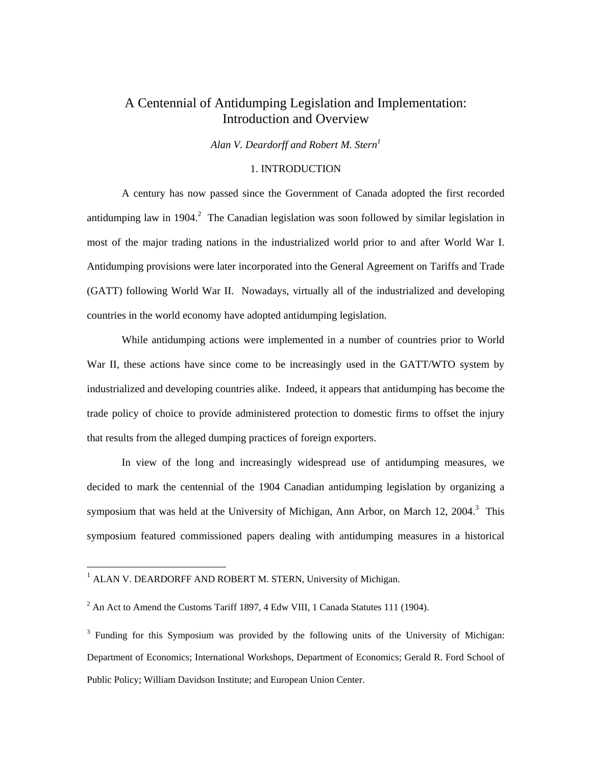# A Centennial of Antidumping Legislation and Implementation: Introduction and Overview

*Alan V. Deardorff and Robert M. Stern*[1]

## 1. INTRODUCTION

A century has now passed since the Government of Canada adopted the first recorded antidumping law in 1904.[2] The Canadian legislation was soon followed by similar legislation in most of the major trading nations in the industrialized world prior to and after World War I. Antidumping provisions were later incorporated into the General Agreement on Tariffs and Trade (GATT) following World War II. Nowadays, virtually all of the industrialized and developing countries in the world economy have adopted antidumping legislation.

While antidumping actions were implemented in a number of countries prior to World War II, these actions have since come to be increasingly used in the GATT/WTO system by industrialized and developing countries alike. Indeed, it appears that antidumping has become the trade policy of choice to provide administered protection to domestic firms to offset the injury that results from the alleged dumping practices of foreign exporters.

In view of the long and increasingly widespread use of antidumping measures, we decided to mark the centennial of the 1904 Canadian antidumping legislation by organizing a symposium that was held at the University of Michigan, Ann Arbor, on March 12, 2004.[3] This symposium featured commissioned papers dealing with antidumping measures in a historical

---

[1] ALAN V. DEARDORFF AND ROBERT M. STERN, University of Michigan.

[2] An Act to Amend the Customs Tariff 1897, 4 Edw VIII, 1 Canada Statutes 111 (1904).

[3] Funding for this Symposium was provided by the following units of the University of Michigan: Department of Economics; International Workshops, Department of Economics; Gerald R. Ford School of Public Policy; William Davidson Institute; and European Union Center.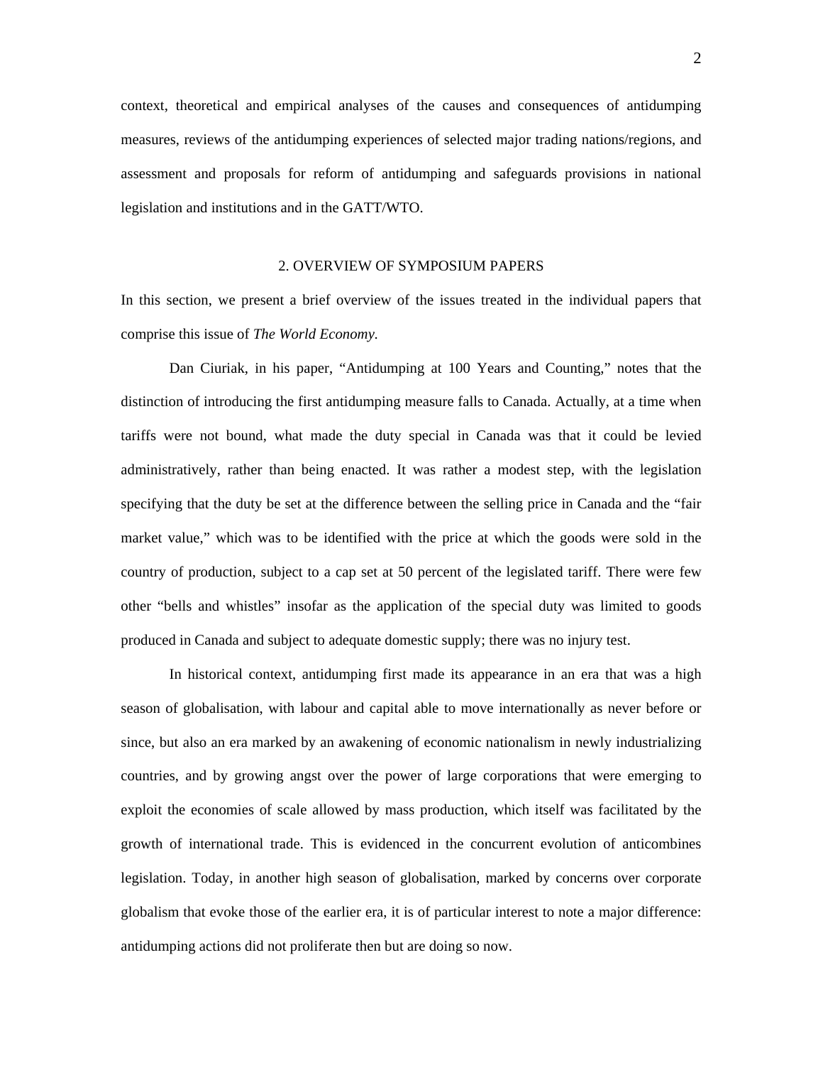context, theoretical and empirical analyses of the causes and consequences of antidumping measures, reviews of the antidumping experiences of selected major trading nations/regions, and assessment and proposals for reform of antidumping and safeguards provisions in national legislation and institutions and in the GATT/WTO.

## 2. OVERVIEW OF SYMPOSIUM PAPERS

In this section, we present a brief overview of the issues treated in the individual papers that comprise this issue of *The World Economy*.

Dan Ciuriak, in his paper, "Antidumping at 100 Years and Counting," notes that the distinction of introducing the first antidumping measure falls to Canada. Actually, at a time when tariffs were not bound, what made the duty special in Canada was that it could be levied administratively, rather than being enacted. It was rather a modest step, with the legislation specifying that the duty be set at the difference between the selling price in Canada and the "fair market value," which was to be identified with the price at which the goods were sold in the country of production, subject to a cap set at 50 percent of the legislated tariff. There were few other "bells and whistles" insofar as the application of the special duty was limited to goods produced in Canada and subject to adequate domestic supply; there was no injury test.

In historical context, antidumping first made its appearance in an era that was a high season of globalisation, with labour and capital able to move internationally as never before or since, but also an era marked by an awakening of economic nationalism in newly industrializing countries, and by growing angst over the power of large corporations that were emerging to exploit the economies of scale allowed by mass production, which itself was facilitated by the growth of international trade. This is evidenced in the concurrent evolution of anticombines legislation. Today, in another high season of globalisation, marked by concerns over corporate globalism that evoke those of the earlier era, it is of particular interest to note a major difference: antidumping actions did not proliferate then but are doing so now.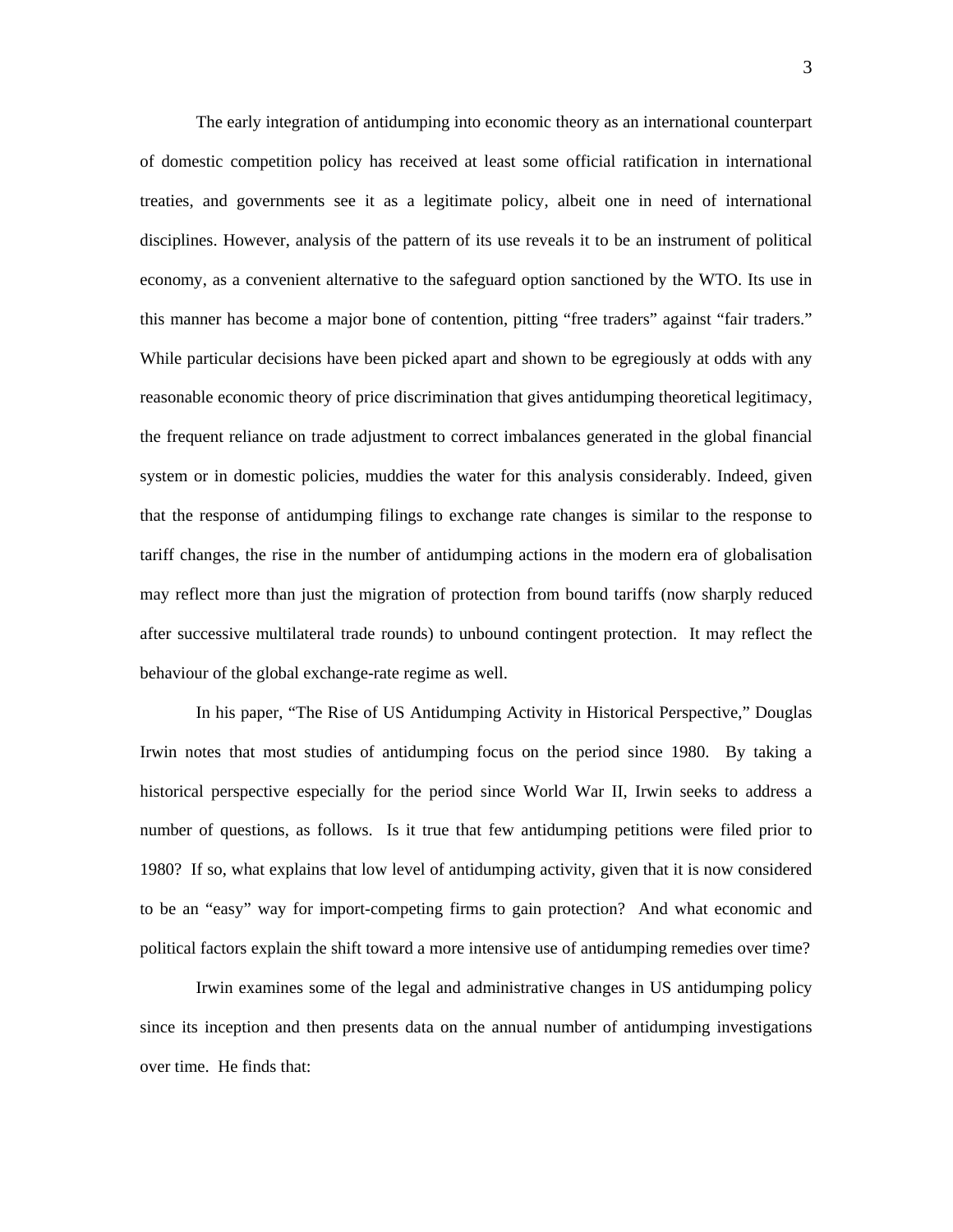The early integration of antidumping into economic theory as an international counterpart of domestic competition policy has received at least some official ratification in international treaties, and governments see it as a legitimate policy, albeit one in need of international disciplines. However, analysis of the pattern of its use reveals it to be an instrument of political economy, as a convenient alternative to the safeguard option sanctioned by the WTO. Its use in this manner has become a major bone of contention, pitting "free traders" against "fair traders." While particular decisions have been picked apart and shown to be egregiously at odds with any reasonable economic theory of price discrimination that gives antidumping theoretical legitimacy, the frequent reliance on trade adjustment to correct imbalances generated in the global financial system or in domestic policies, muddies the water for this analysis considerably. Indeed, given that the response of antidumping filings to exchange rate changes is similar to the response to tariff changes, the rise in the number of antidumping actions in the modern era of globalisation may reflect more than just the migration of protection from bound tariffs (now sharply reduced after successive multilateral trade rounds) to unbound contingent protection. It may reflect the behaviour of the global exchange-rate regime as well.

In his paper, "The Rise of US Antidumping Activity in Historical Perspective," Douglas Irwin notes that most studies of antidumping focus on the period since 1980. By taking a historical perspective especially for the period since World War II, Irwin seeks to address a number of questions, as follows. Is it true that few antidumping petitions were filed prior to 1980? If so, what explains that low level of antidumping activity, given that it is now considered to be an "easy" way for import-competing firms to gain protection? And what economic and political factors explain the shift toward a more intensive use of antidumping remedies over time?

Irwin examines some of the legal and administrative changes in US antidumping policy since its inception and then presents data on the annual number of antidumping investigations over time. He finds that: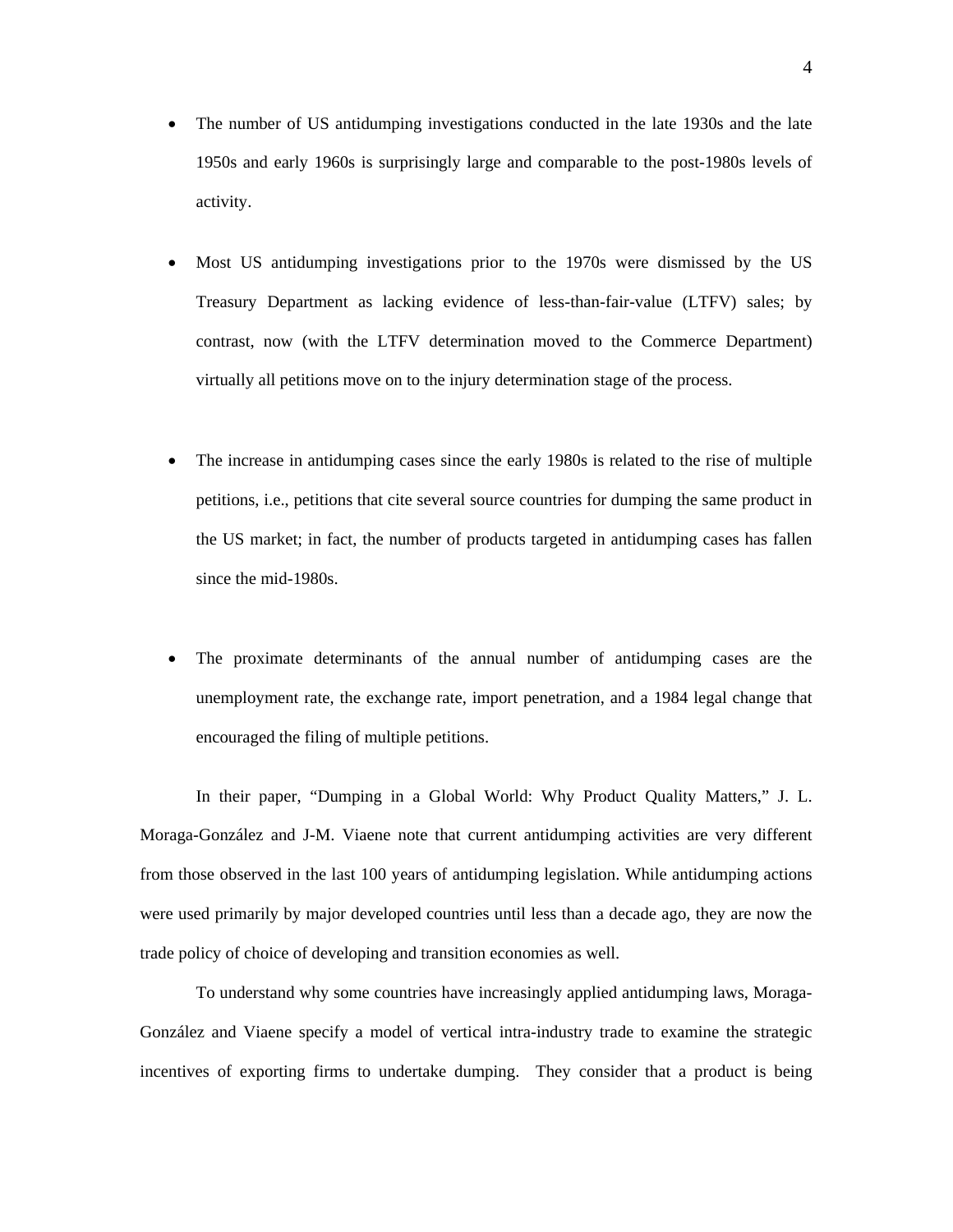- The number of US antidumping investigations conducted in the late 1930s and the late 1950s and early 1960s is surprisingly large and comparable to the post-1980s levels of activity.

- Most US antidumping investigations prior to the 1970s were dismissed by the US Treasury Department as lacking evidence of less-than-fair-value (LTFV) sales; by contrast, now (with the LTFV determination moved to the Commerce Department) virtually all petitions move on to the injury determination stage of the process.

- The increase in antidumping cases since the early 1980s is related to the rise of multiple petitions, i.e., petitions that cite several source countries for dumping the same product in the US market; in fact, the number of products targeted in antidumping cases has fallen since the mid-1980s.

- The proximate determinants of the annual number of antidumping cases are the unemployment rate, the exchange rate, import penetration, and a 1984 legal change that encouraged the filing of multiple petitions.

In their paper, "Dumping in a Global World: Why Product Quality Matters," J. L. Moraga-González and J-M. Viaene note that current antidumping activities are very different from those observed in the last 100 years of antidumping legislation. While antidumping actions were used primarily by major developed countries until less than a decade ago, they are now the trade policy of choice of developing and transition economies as well.

To understand why some countries have increasingly applied antidumping laws, Moraga-González and Viaene specify a model of vertical intra-industry trade to examine the strategic incentives of exporting firms to undertake dumping. They consider that a product is being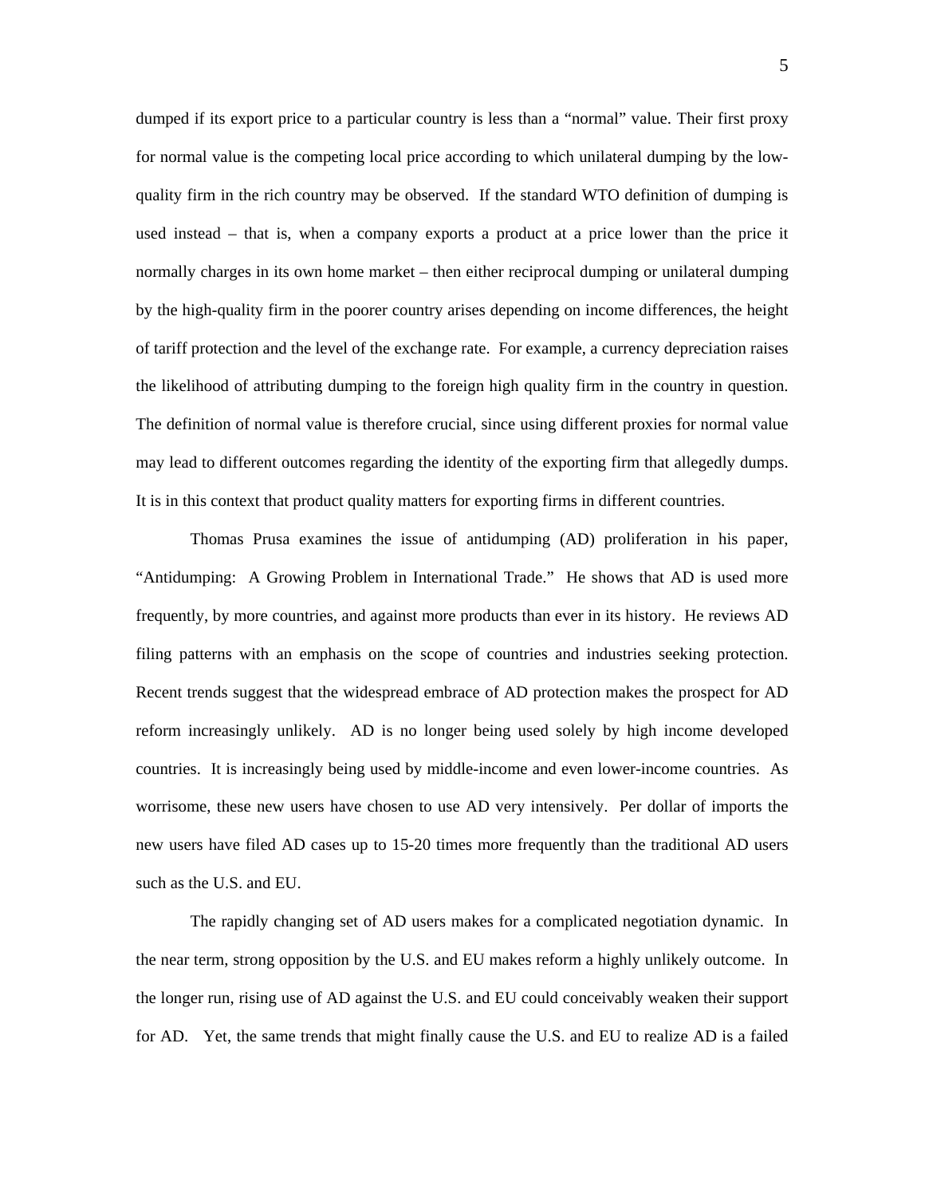dumped if its export price to a particular country is less than a "normal" value. Their first proxy for normal value is the competing local price according to which unilateral dumping by the low-quality firm in the rich country may be observed. If the standard WTO definition of dumping is used instead – that is, when a company exports a product at a price lower than the price it normally charges in its own home market – then either reciprocal dumping or unilateral dumping by the high-quality firm in the poorer country arises depending on income differences, the height of tariff protection and the level of the exchange rate. For example, a currency depreciation raises the likelihood of attributing dumping to the foreign high quality firm in the country in question. The definition of normal value is therefore crucial, since using different proxies for normal value may lead to different outcomes regarding the identity of the exporting firm that allegedly dumps. It is in this context that product quality matters for exporting firms in different countries.

Thomas Prusa examines the issue of antidumping (AD) proliferation in his paper, "Antidumping: A Growing Problem in International Trade." He shows that AD is used more frequently, by more countries, and against more products than ever in its history. He reviews AD filing patterns with an emphasis on the scope of countries and industries seeking protection. Recent trends suggest that the widespread embrace of AD protection makes the prospect for AD reform increasingly unlikely. AD is no longer being used solely by high income developed countries. It is increasingly being used by middle-income and even lower-income countries. As worrisome, these new users have chosen to use AD very intensively. Per dollar of imports the new users have filed AD cases up to 15-20 times more frequently than the traditional AD users such as the U.S. and EU.

The rapidly changing set of AD users makes for a complicated negotiation dynamic. In the near term, strong opposition by the U.S. and EU makes reform a highly unlikely outcome. In the longer run, rising use of AD against the U.S. and EU could conceivably weaken their support for AD. Yet, the same trends that might finally cause the U.S. and EU to realize AD is a failed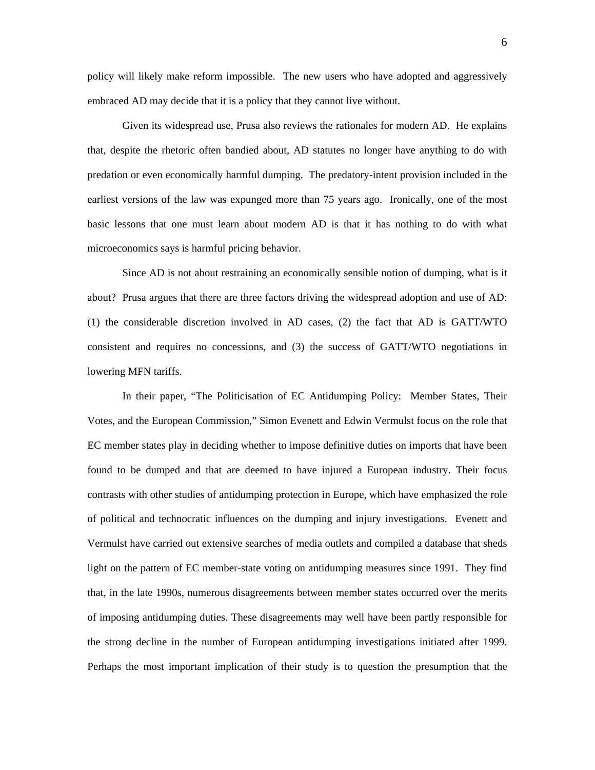policy will likely make reform impossible. The new users who have adopted and aggressively embraced AD may decide that it is a policy that they cannot live without.

Given its widespread use, Prusa also reviews the rationales for modern AD. He explains that, despite the rhetoric often bandied about, AD statutes no longer have anything to do with predation or even economically harmful dumping. The predatory-intent provision included in the earliest versions of the law was expunged more than 75 years ago. Ironically, one of the most basic lessons that one must learn about modern AD is that it has nothing to do with what microeconomics says is harmful pricing behavior.

Since AD is not about restraining an economically sensible notion of dumping, what is it about? Prusa argues that there are three factors driving the widespread adoption and use of AD: (1) the considerable discretion involved in AD cases, (2) the fact that AD is GATT/WTO consistent and requires no concessions, and (3) the success of GATT/WTO negotiations in lowering MFN tariffs.

In their paper, "The Politicisation of EC Antidumping Policy: Member States, Their Votes, and the European Commission," Simon Evenett and Edwin Vermulst focus on the role that EC member states play in deciding whether to impose definitive duties on imports that have been found to be dumped and that are deemed to have injured a European industry. Their focus contrasts with other studies of antidumping protection in Europe, which have emphasized the role of political and technocratic influences on the dumping and injury investigations. Evenett and Vermulst have carried out extensive searches of media outlets and compiled a database that sheds light on the pattern of EC member-state voting on antidumping measures since 1991. They find that, in the late 1990s, numerous disagreements between member states occurred over the merits of imposing antidumping duties. These disagreements may well have been partly responsible for the strong decline in the number of European antidumping investigations initiated after 1999. Perhaps the most important implication of their study is to question the presumption that the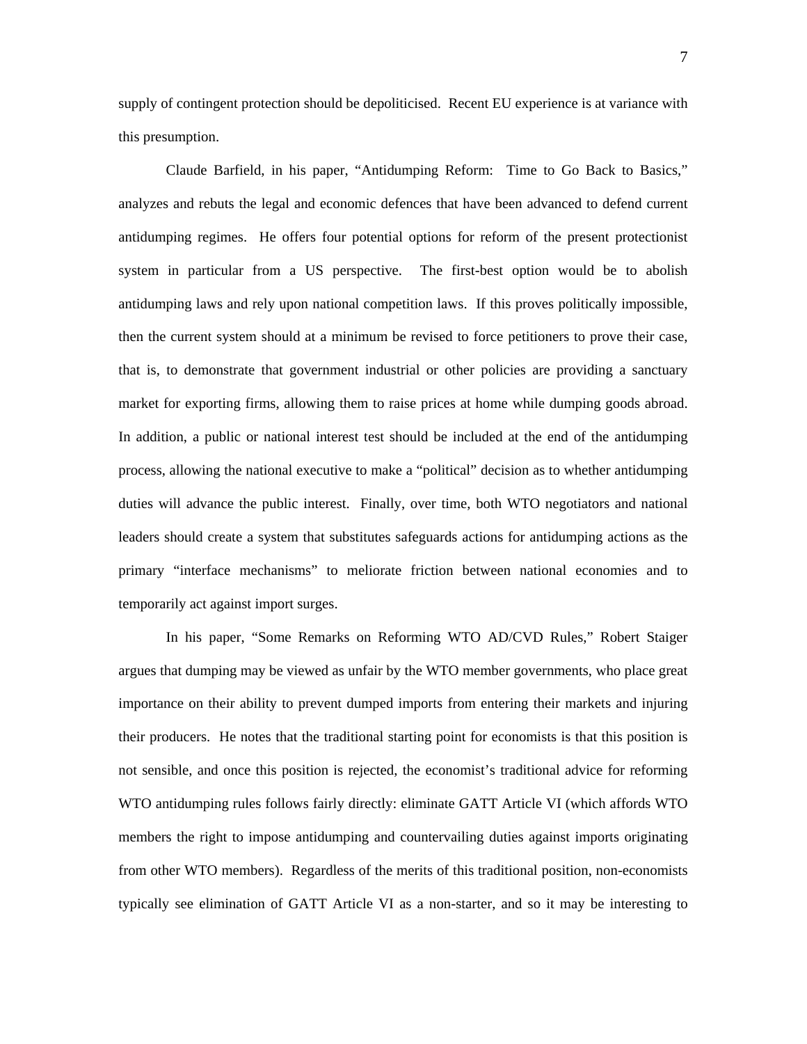supply of contingent protection should be depoliticised. Recent EU experience is at variance with this presumption.

Claude Barfield, in his paper, "Antidumping Reform: Time to Go Back to Basics," analyzes and rebuts the legal and economic defences that have been advanced to defend current antidumping regimes. He offers four potential options for reform of the present protectionist system in particular from a US perspective. The first-best option would be to abolish antidumping laws and rely upon national competition laws. If this proves politically impossible, then the current system should at a minimum be revised to force petitioners to prove their case, that is, to demonstrate that government industrial or other policies are providing a sanctuary market for exporting firms, allowing them to raise prices at home while dumping goods abroad. In addition, a public or national interest test should be included at the end of the antidumping process, allowing the national executive to make a "political" decision as to whether antidumping duties will advance the public interest. Finally, over time, both WTO negotiators and national leaders should create a system that substitutes safeguards actions for antidumping actions as the primary "interface mechanisms" to meliorate friction between national economies and to temporarily act against import surges.

In his paper, "Some Remarks on Reforming WTO AD/CVD Rules," Robert Staiger argues that dumping may be viewed as unfair by the WTO member governments, who place great importance on their ability to prevent dumped imports from entering their markets and injuring their producers. He notes that the traditional starting point for economists is that this position is not sensible, and once this position is rejected, the economist's traditional advice for reforming WTO antidumping rules follows fairly directly: eliminate GATT Article VI (which affords WTO members the right to impose antidumping and countervailing duties against imports originating from other WTO members). Regardless of the merits of this traditional position, non-economists typically see elimination of GATT Article VI as a non-starter, and so it may be interesting to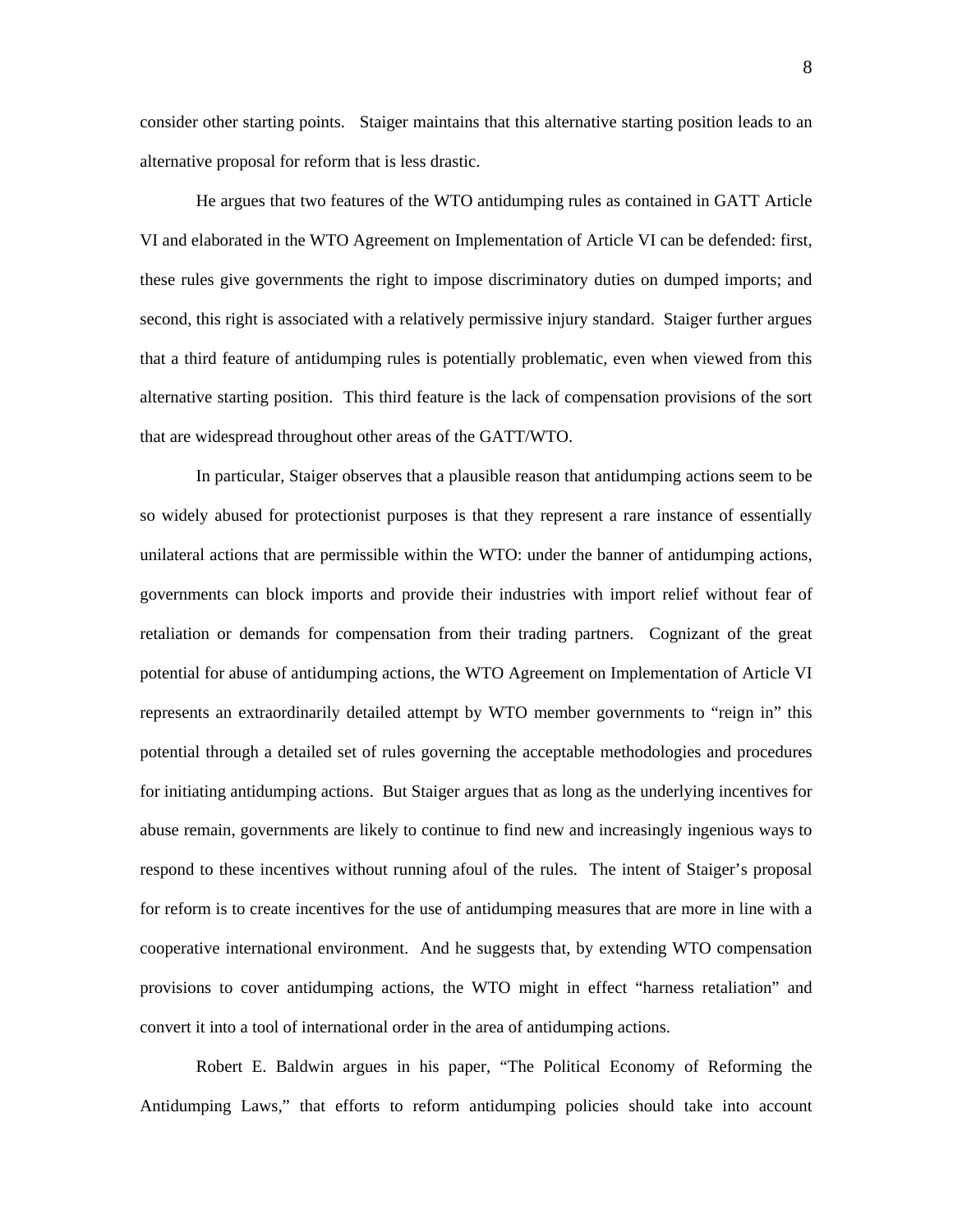consider other starting points. Staiger maintains that this alternative starting position leads to an alternative proposal for reform that is less drastic.

He argues that two features of the WTO antidumping rules as contained in GATT Article VI and elaborated in the WTO Agreement on Implementation of Article VI can be defended: first, these rules give governments the right to impose discriminatory duties on dumped imports; and second, this right is associated with a relatively permissive injury standard. Staiger further argues that a third feature of antidumping rules is potentially problematic, even when viewed from this alternative starting position. This third feature is the lack of compensation provisions of the sort that are widespread throughout other areas of the GATT/WTO.

In particular, Staiger observes that a plausible reason that antidumping actions seem to be so widely abused for protectionist purposes is that they represent a rare instance of essentially unilateral actions that are permissible within the WTO: under the banner of antidumping actions, governments can block imports and provide their industries with import relief without fear of retaliation or demands for compensation from their trading partners. Cognizant of the great potential for abuse of antidumping actions, the WTO Agreement on Implementation of Article VI represents an extraordinarily detailed attempt by WTO member governments to "reign in" this potential through a detailed set of rules governing the acceptable methodologies and procedures for initiating antidumping actions. But Staiger argues that as long as the underlying incentives for abuse remain, governments are likely to continue to find new and increasingly ingenious ways to respond to these incentives without running afoul of the rules. The intent of Staiger's proposal for reform is to create incentives for the use of antidumping measures that are more in line with a cooperative international environment. And he suggests that, by extending WTO compensation provisions to cover antidumping actions, the WTO might in effect "harness retaliation" and convert it into a tool of international order in the area of antidumping actions.

Robert E. Baldwin argues in his paper, "The Political Economy of Reforming the Antidumping Laws," that efforts to reform antidumping policies should take into account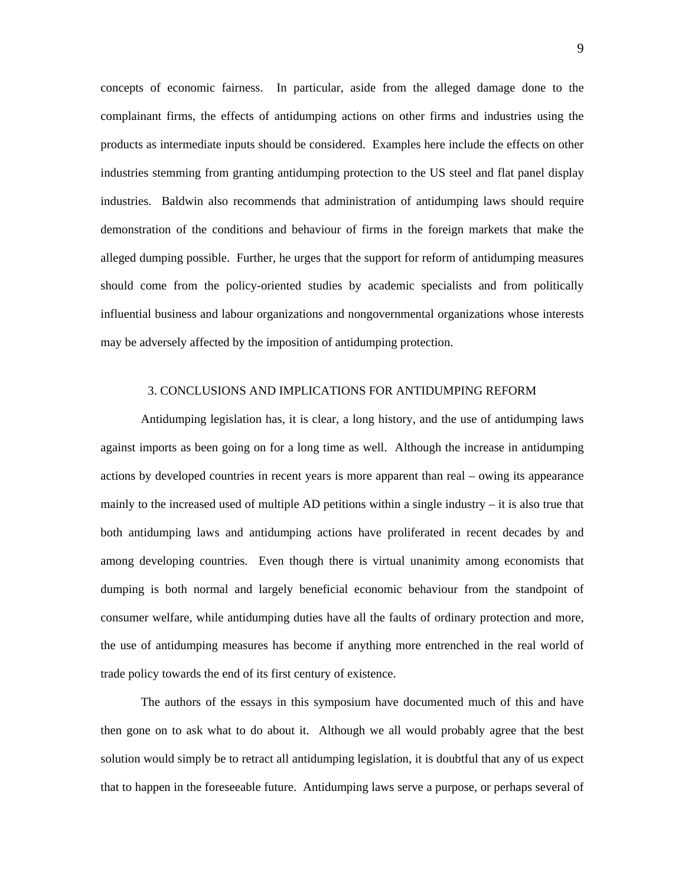concepts of economic fairness. In particular, aside from the alleged damage done to the complainant firms, the effects of antidumping actions on other firms and industries using the products as intermediate inputs should be considered. Examples here include the effects on other industries stemming from granting antidumping protection to the US steel and flat panel display industries. Baldwin also recommends that administration of antidumping laws should require demonstration of the conditions and behaviour of firms in the foreign markets that make the alleged dumping possible. Further, he urges that the support for reform of antidumping measures should come from the policy-oriented studies by academic specialists and from politically influential business and labour organizations and nongovernmental organizations whose interests may be adversely affected by the imposition of antidumping protection.

## 3. CONCLUSIONS AND IMPLICATIONS FOR ANTIDUMPING REFORM

Antidumping legislation has, it is clear, a long history, and the use of antidumping laws against imports as been going on for a long time as well. Although the increase in antidumping actions by developed countries in recent years is more apparent than real – owing its appearance mainly to the increased used of multiple AD petitions within a single industry – it is also true that both antidumping laws and antidumping actions have proliferated in recent decades by and among developing countries. Even though there is virtual unanimity among economists that dumping is both normal and largely beneficial economic behaviour from the standpoint of consumer welfare, while antidumping duties have all the faults of ordinary protection and more, the use of antidumping measures has become if anything more entrenched in the real world of trade policy towards the end of its first century of existence.

The authors of the essays in this symposium have documented much of this and have then gone on to ask what to do about it. Although we all would probably agree that the best solution would simply be to retract all antidumping legislation, it is doubtful that any of us expect that to happen in the foreseeable future. Antidumping laws serve a purpose, or perhaps several of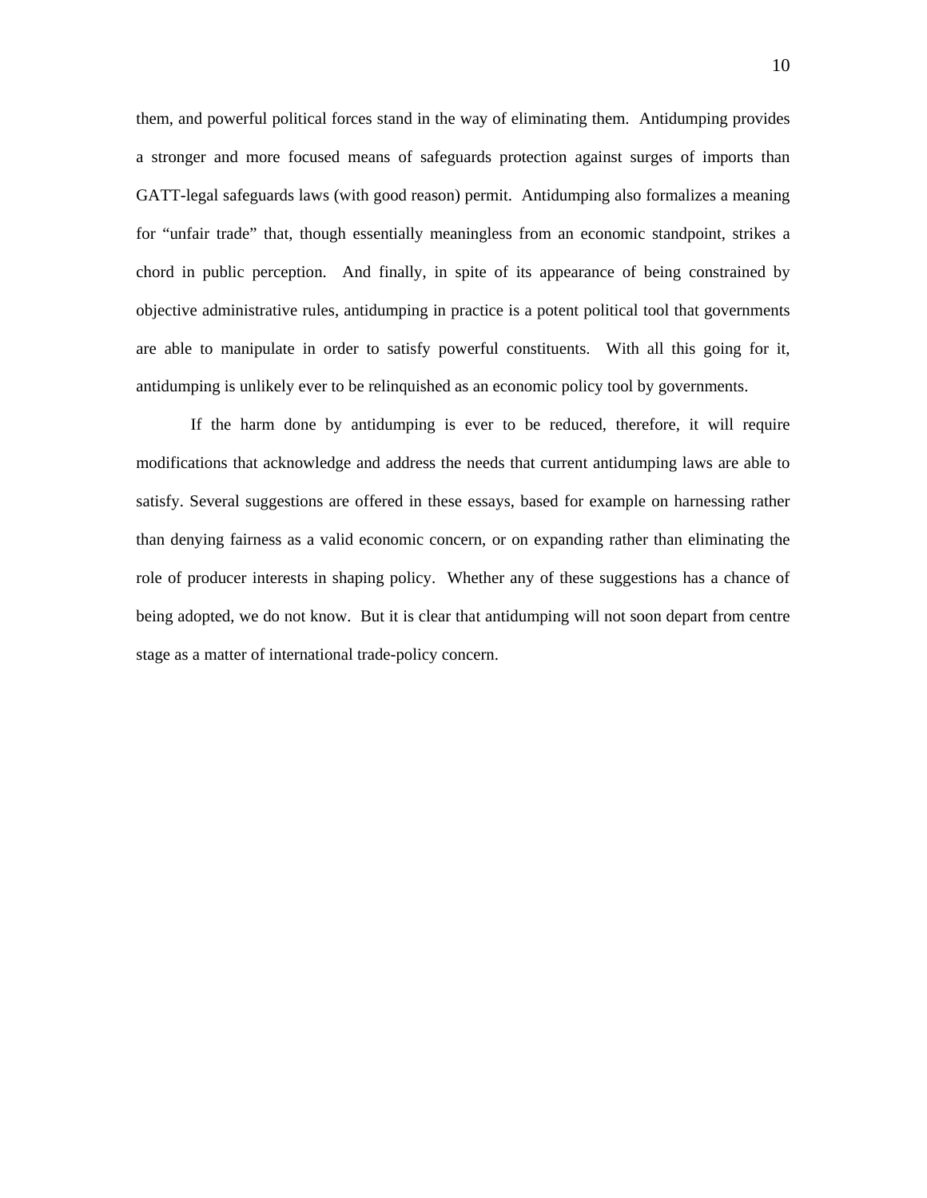them, and powerful political forces stand in the way of eliminating them. Antidumping provides a stronger and more focused means of safeguards protection against surges of imports than GATT-legal safeguards laws (with good reason) permit. Antidumping also formalizes a meaning for "unfair trade" that, though essentially meaningless from an economic standpoint, strikes a chord in public perception. And finally, in spite of its appearance of being constrained by objective administrative rules, antidumping in practice is a potent political tool that governments are able to manipulate in order to satisfy powerful constituents. With all this going for it, antidumping is unlikely ever to be relinquished as an economic policy tool by governments.

If the harm done by antidumping is ever to be reduced, therefore, it will require modifications that acknowledge and address the needs that current antidumping laws are able to satisfy. Several suggestions are offered in these essays, based for example on harnessing rather than denying fairness as a valid economic concern, or on expanding rather than eliminating the role of producer interests in shaping policy. Whether any of these suggestions has a chance of being adopted, we do not know. But it is clear that antidumping will not soon depart from centre stage as a matter of international trade-policy concern.